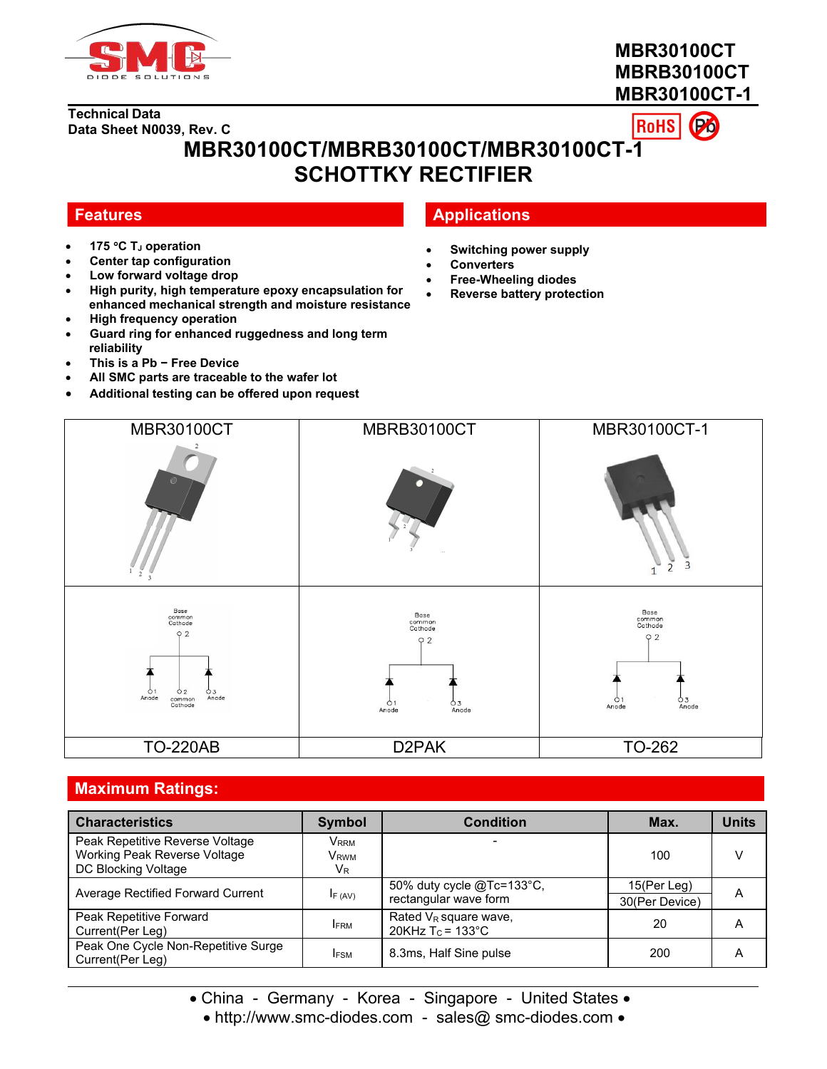MBR30100CT
MBRB30100CT
MBR30100CT-1

Technical Data
Data Sheet N0039, Rev. C

# MBR30100CT/MBRB30100CT/MBR30100CT-1 SCHOTTKY RECTIFIER

## Features

- 175 °C $T_J$ operation
- Center tap configuration
- Low forward voltage drop
- High purity, high temperature epoxy encapsulation for enhanced mechanical strength and moisture resistance
- High frequency operation
- Guard ring for enhanced ruggedness and long term reliability
- This is a Pb − Free Device
- All SMC parts are traceable to the wafer lot
- Additional testing can be offered upon request

## Applications

- Switching power supply
- Converters
- Free-Wheeling diodes
- Reverse battery protection

| MBR30100CT | MBRB30100CT | MBR30100CT-1 |
|---|---|---|
| TO-220AB | D2PAK | TO-262 |

## Maximum Ratings:

| Characteristics | Symbol | Condition | Max. | Units |
|---|---|---|---|---|
| Peak Repetitive Reverse Voltage<br>Working Peak Reverse Voltage<br>DC Blocking Voltage | $V_{RRM}$<br>$V_{RWM}$<br>$V_R$ | - | 100 | V |
| Average Rectified Forward Current | $I_{F\,(AV)}$ | 50% duty cycle @Tc=133°C, rectangular wave form | 15(Per Leg)<br>30(Per Device) | A |
| Peak Repetitive Forward Current(Per Leg) | $I_{FRM}$ | Rated $V_R$ square wave, 20KHz $T_C$ = 133°C | 20 | A |
| Peak One Cycle Non-Repetitive Surge Current(Per Leg) | $I_{FSM}$ | 8.3ms, Half Sine pulse | 200 | A |

• China - Germany - Korea - Singapore - United States •
• http://www.smc-diodes.com - sales@ smc-diodes.com •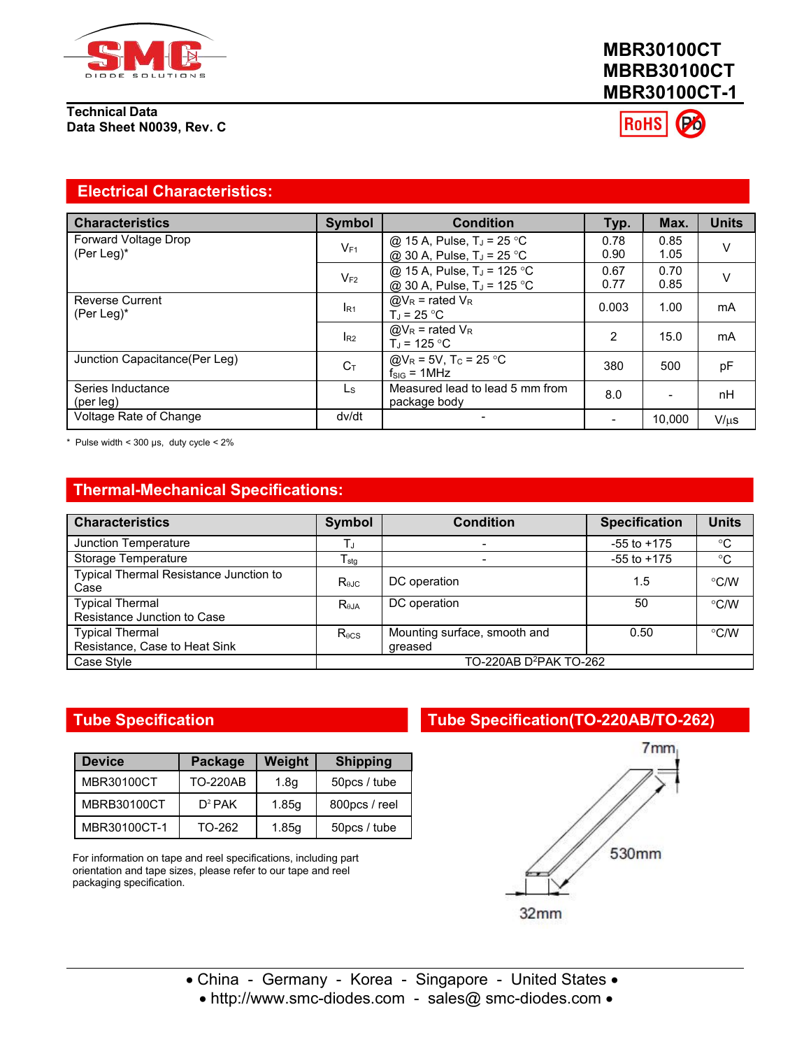# MBR30100CT
# MBRB30100CT
# MBR30100CT-1

**Technical Data**
**Data Sheet N0039, Rev. C**

RoHS Pb

## Electrical Characteristics:

| Characteristics | Symbol | Condition | Typ. | Max. | Units |
|---|---|---|---|---|---|
| Forward Voltage Drop (Per Leg)* | $V_{F1}$ | @ 15 A, Pulse, $T_J$ = 25 °C<br>@ 30 A, Pulse, $T_J$ = 25 °C | 0.78<br>0.90 | 0.85<br>1.05 | V |
| | $V_{F2}$ | @ 15 A, Pulse, $T_J$ = 125 °C<br>@ 30 A, Pulse, $T_J$ = 125 °C | 0.67<br>0.77 | 0.70<br>0.85 | V |
| Reverse Current (Per Leg)* | $I_{R1}$ | @$V_R$ = rated $V_R$<br>$T_J$ = 25 °C | 0.003 | 1.00 | mA |
| | $I_{R2}$ | @$V_R$ = rated $V_R$<br>$T_J$ = 125 °C | 2 | 15.0 | mA |
| Junction Capacitance(Per Leg) | $C_T$ | @$V_R$ = 5V, $T_C$ = 25 °C<br>$f_{SIG}$ = 1MHz | 380 | 500 | pF |
| Series Inductance (per leg) | $L_S$ | Measured lead to lead 5 mm from package body | 8.0 | - | nH |
| Voltage Rate of Change | dv/dt | - | - | 10,000 | V/μs |

* Pulse width < 300 μs, duty cycle < 2%

## Thermal-Mechanical Specifications:

| Characteristics | Symbol | Condition | Specification | Units |
|---|---|---|---|---|
| Junction Temperature | $T_J$ | - | -55 to +175 | °C |
| Storage Temperature | $T_{stg}$ | - | -55 to +175 | °C |
| Typical Thermal Resistance Junction to Case | $R_{\theta JC}$ | DC operation | 1.5 | °C/W |
| Typical Thermal Resistance Junction to Case | $R_{\theta JA}$ | DC operation | 50 | °C/W |
| Typical Thermal Resistance, Case to Heat Sink | $R_{\theta CS}$ | Mounting surface, smooth and greased | 0.50 | °C/W |
| Case Style | TO-220AB D²PAK TO-262 | | | |

## Tube Specification

| Device | Package | Weight | Shipping |
|---|---|---|---|
| MBR30100CT | TO-220AB | 1.8g | 50pcs / tube |
| MBRB30100CT | D² PAK | 1.85g | 800pcs / reel |
| MBR30100CT-1 | TO-262 | 1.85g | 50pcs / tube |

For information on tape and reel specifications, including part orientation and tape sizes, please refer to our tape and reel packaging specification.

## Tube Specification(TO-220AB/TO-262)

7mm

530mm

32mm

• China - Germany - Korea - Singapore - United States •
• http://www.smc-diodes.com - sales@ smc-diodes.com •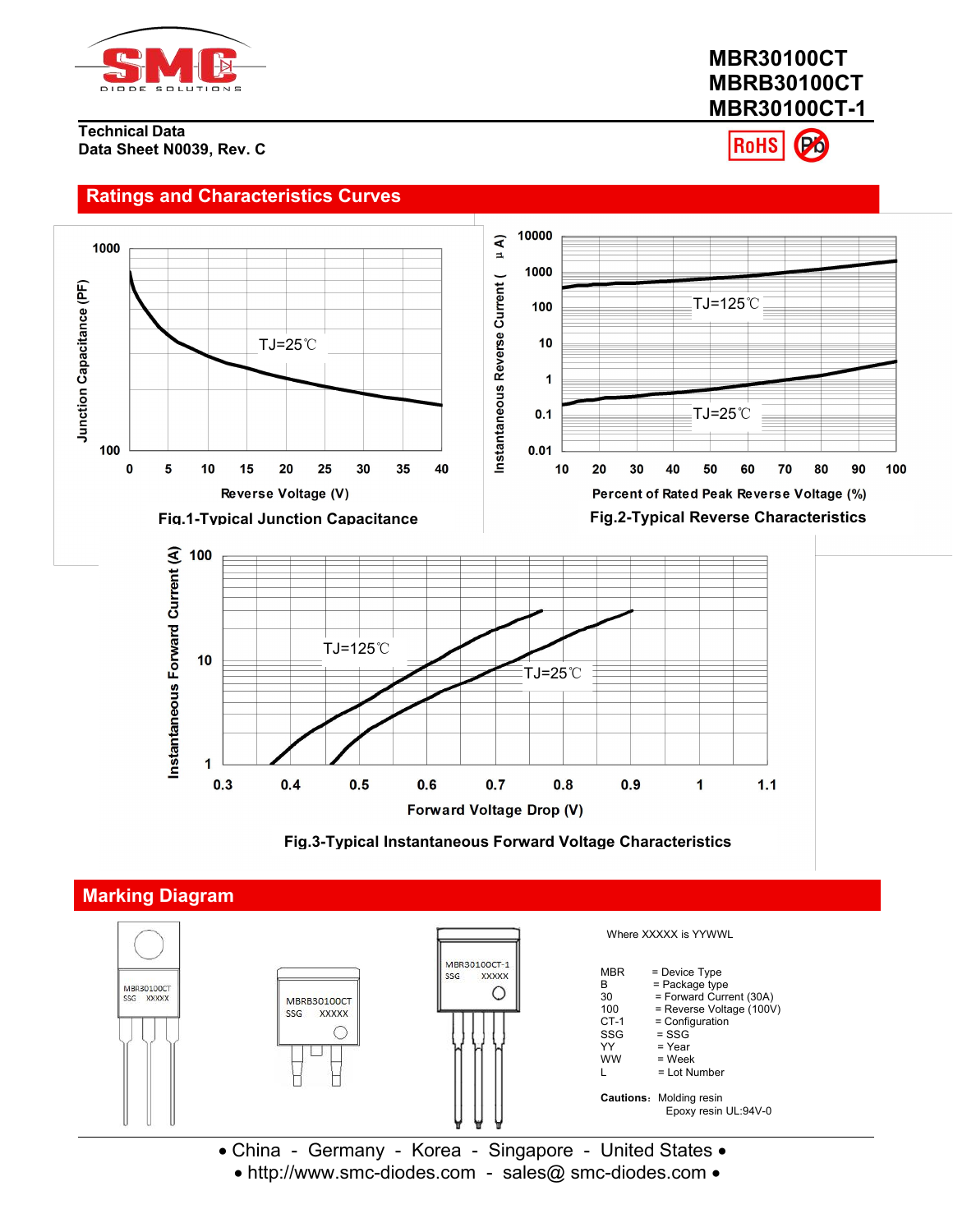**MBR30100CT**
**MBRB30100CT**
**MBR30100CT-1**

**Technical Data**
**Data Sheet N0039, Rev. C**

## Ratings and Characteristics Curves

Fig.1-Typical Junction Capacitance

Fig.2-Typical Reverse Characteristics

Fig.3-Typical Instantaneous Forward Voltage Characteristics

## Marking Diagram

Where XXXXX is YYWWL

| | |
|---|---|
| MBR | = Device Type |
| B | = Package type |
| 30 | = Forward Current (30A) |
| 100 | = Reverse Voltage (100V) |
| CT-1 | = Configuration |
| SSG | = SSG |
| YY | = Year |
| WW | = Week |
| L | = Lot Number |

**Cautions:** Molding resin
Epoxy resin UL:94V-0

• China - Germany - Korea - Singapore - United States •
• http://www.smc-diodes.com - sales@ smc-diodes.com •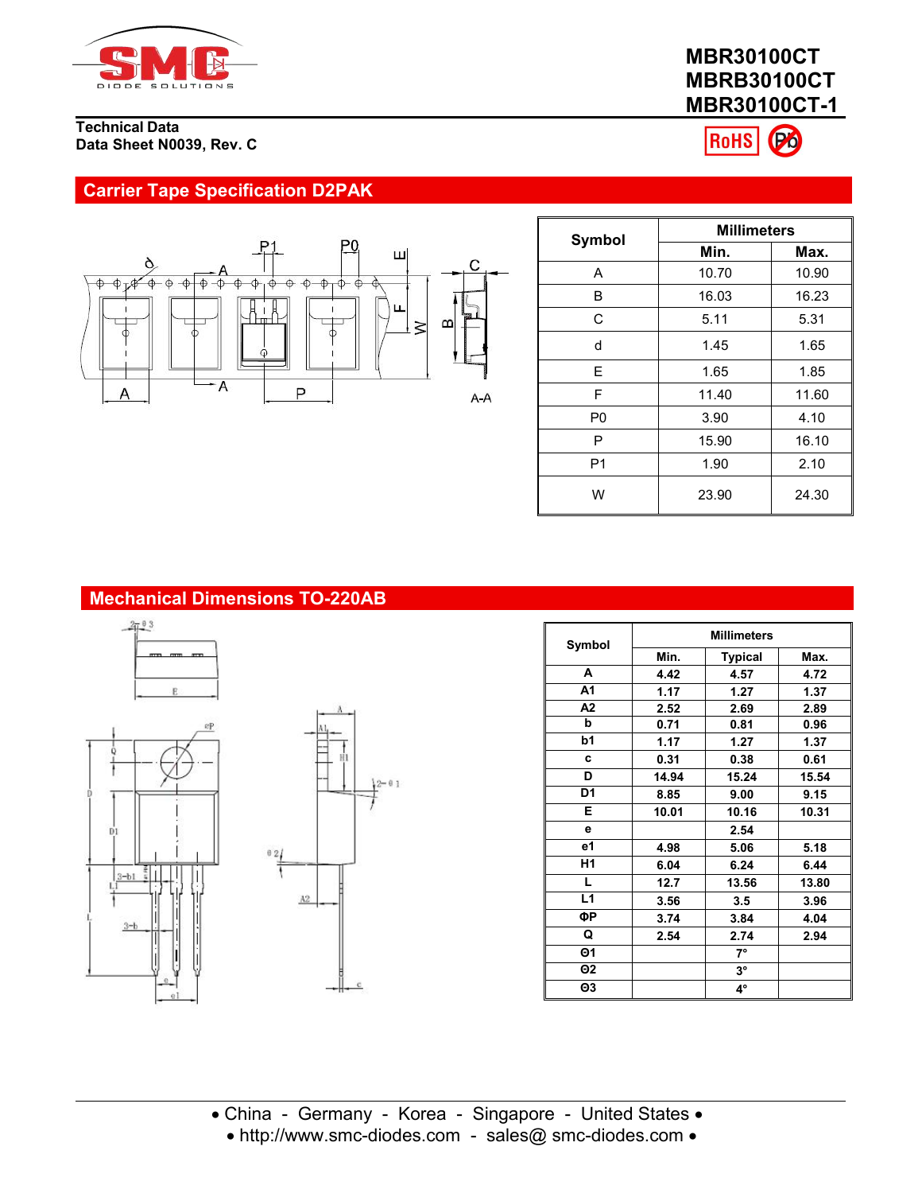MBR30100CT
MBRB30100CT
MBR30100CT-1

Technical Data
Data Sheet N0039, Rev. C

## Carrier Tape Specification D2PAK

| Symbol | Millimeters | |
|---|---|---|
| | Min. | Max. |
| A | 10.70 | 10.90 |
| B | 16.03 | 16.23 |
| C | 5.11 | 5.31 |
| d | 1.45 | 1.65 |
| E | 1.65 | 1.85 |
| F | 11.40 | 11.60 |
| P0 | 3.90 | 4.10 |
| P | 15.90 | 16.10 |
| P1 | 1.90 | 2.10 |
| W | 23.90 | 24.30 |

## Mechanical Dimensions TO-220AB

| Symbol | Millimeters | | |
|---|---|---|---|
| | Min. | Typical | Max. |
| A | 4.42 | 4.57 | 4.72 |
| A1 | 1.17 | 1.27 | 1.37 |
| A2 | 2.52 | 2.69 | 2.89 |
| b | 0.71 | 0.81 | 0.96 |
| b1 | 1.17 | 1.27 | 1.37 |
| c | 0.31 | 0.38 | 0.61 |
| D | 14.94 | 15.24 | 15.54 |
| D1 | 8.85 | 9.00 | 9.15 |
| E | 10.01 | 10.16 | 10.31 |
| e | | 2.54 | |
| e1 | 4.98 | 5.06 | 5.18 |
| H1 | 6.04 | 6.24 | 6.44 |
| L | 12.7 | 13.56 | 13.80 |
| L1 | 3.56 | 3.5 | 3.96 |
| ΦP | 3.74 | 3.84 | 4.04 |
| Q | 2.54 | 2.74 | 2.94 |
| Θ1 | | 7° | |
| Θ2 | | 3° | |
| Θ3 | | 4° | |

• China - Germany - Korea - Singapore - United States •
• http://www.smc-diodes.com - sales@ smc-diodes.com •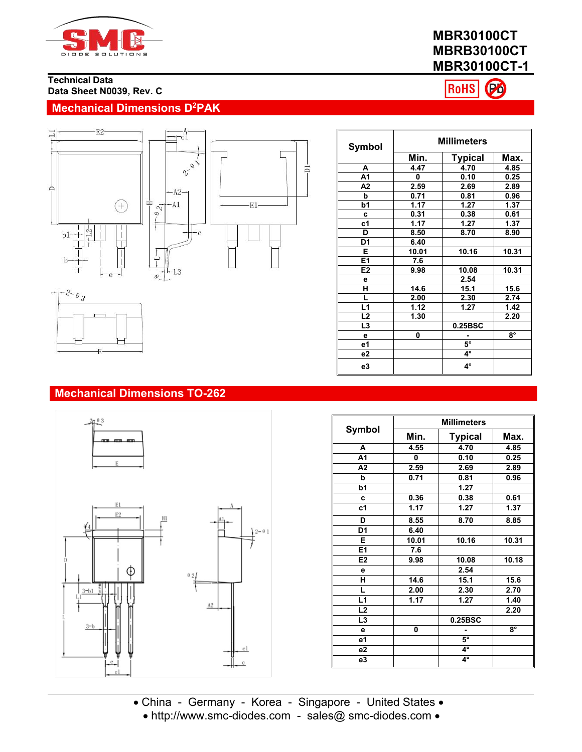**MBR30100CT**
**MBRB30100CT**
**MBR30100CT-1**

**Technical Data**
**Data Sheet N0039, Rev. C**

## Mechanical Dimensions D²PAK

| Symbol | Millimeters | | |
|---|---|---|---|
| | Min. | Typical | Max. |
| A | 4.47 | 4.70 | 4.85 |
| A1 | 0 | 0.10 | 0.25 |
| A2 | 2.59 | 2.69 | 2.89 |
| b | 0.71 | 0.81 | 0.96 |
| b1 | 1.17 | 1.27 | 1.37 |
| c | 0.31 | 0.38 | 0.61 |
| c1 | 1.17 | 1.27 | 1.37 |
| D | 8.50 | 8.70 | 8.90 |
| D1 | 6.40 | | |
| E | 10.01 | 10.16 | 10.31 |
| E1 | 7.6 | | |
| E2 | 9.98 | 10.08 | 10.31 |
| e | | 2.54 | |
| H | 14.6 | 15.1 | 15.6 |
| L | 2.00 | 2.30 | 2.74 |
| L1 | 1.12 | 1.27 | 1.42 |
| L2 | 1.30 | | 2.20 |
| L3 | | 0.25BSC | |
| e | 0 | - | 8° |
| e1 | | 5° | |
| e2 | | 4° | |
| e3 | | 4° | |

## Mechanical Dimensions TO-262

| Symbol | Millimeters | | |
|---|---|---|---|
| | Min. | Typical | Max. |
| A | 4.55 | 4.70 | 4.85 |
| A1 | 0 | 0.10 | 0.25 |
| A2 | 2.59 | 2.69 | 2.89 |
| b | 0.71 | 0.81 | 0.96 |
| b1 | | 1.27 | |
| c | 0.36 | 0.38 | 0.61 |
| c1 | 1.17 | 1.27 | 1.37 |
| D | 8.55 | 8.70 | 8.85 |
| D1 | 6.40 | | |
| E | 10.01 | 10.16 | 10.31 |
| E1 | 7.6 | | |
| E2 | 9.98 | 10.08 | 10.18 |
| e | | 2.54 | |
| H | 14.6 | 15.1 | 15.6 |
| L | 2.00 | 2.30 | 2.70 |
| L1 | 1.17 | 1.27 | 1.40 |
| L2 | | | 2.20 |
| L3 | | 0.25BSC | |
| e | 0 | - | 8° |
| e1 | | 5° | |
| e2 | | 4° | |
| e3 | | 4° | |

• China - Germany - Korea - Singapore - United States •
• http://www.smc-diodes.com - sales@ smc-diodes.com •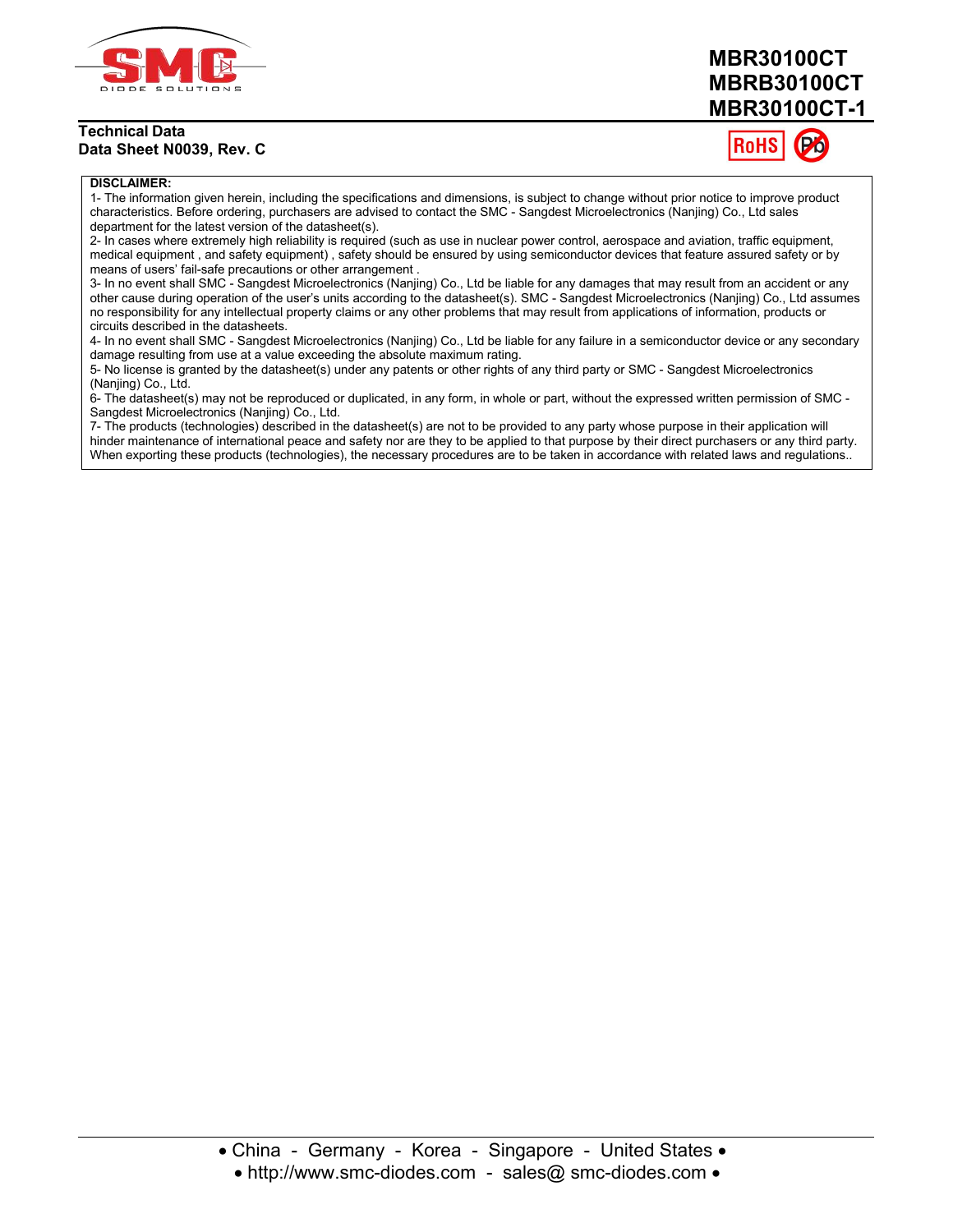**DISCLAIMER:**

1- The information given herein, including the specifications and dimensions, is subject to change without prior notice to improve product characteristics. Before ordering, purchasers are advised to contact the SMC - Sangdest Microelectronics (Nanjing) Co., Ltd sales department for the latest version of the datasheet(s).

2- In cases where extremely high reliability is required (such as use in nuclear power control, aerospace and aviation, traffic equipment, medical equipment , and safety equipment) , safety should be ensured by using semiconductor devices that feature assured safety or by means of users' fail-safe precautions or other arrangement .

3- In no event shall SMC - Sangdest Microelectronics (Nanjing) Co., Ltd be liable for any damages that may result from an accident or any other cause during operation of the user's units according to the datasheet(s). SMC - Sangdest Microelectronics (Nanjing) Co., Ltd assumes no responsibility for any intellectual property claims or any other problems that may result from applications of information, products or circuits described in the datasheets.

4- In no event shall SMC - Sangdest Microelectronics (Nanjing) Co., Ltd be liable for any failure in a semiconductor device or any secondary damage resulting from use at a value exceeding the absolute maximum rating.

5- No license is granted by the datasheet(s) under any patents or other rights of any third party or SMC - Sangdest Microelectronics (Nanjing) Co., Ltd.

6- The datasheet(s) may not be reproduced or duplicated, in any form, in whole or part, without the expressed written permission of SMC - Sangdest Microelectronics (Nanjing) Co., Ltd.

7- The products (technologies) described in the datasheet(s) are not to be provided to any party whose purpose in their application will hinder maintenance of international peace and safety nor are they to be applied to that purpose by their direct purchasers or any third party. When exporting these products (technologies), the necessary procedures are to be taken in accordance with related laws and regulations..